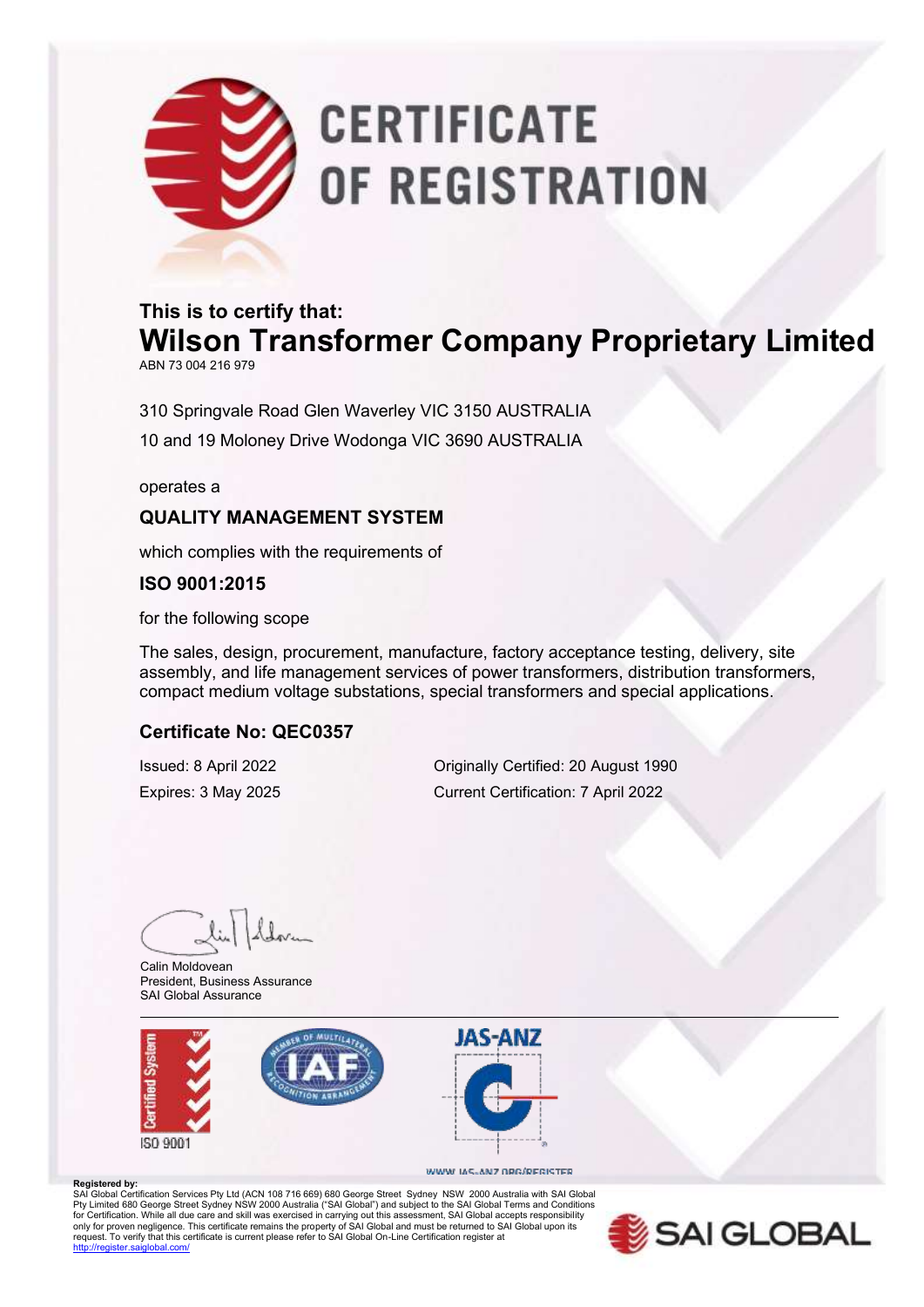# CERTIFICATE OF REGISTRATION

**This is to certify that:**

## Wilson Transformer Company Proprietary Limited

ABN 73 004 216 979

310 Springvale Road Glen Waverley VIC 3150 AUSTRALIA

10 and 19 Moloney Drive Wodonga VIC 3690 AUSTRALIA

operates a

### QUALITY MANAGEMENT SYSTEM

which complies with the requirements of

### ISO 9001:2015

for the following scope

The sales, design, procurement, manufacture, factory acceptance testing, delivery, site assembly, and life management services of power transformers, distribution transformers, compact medium voltage substations, special transformers and special applications.

### Certificate No: QEC0357

Issued: 8 April 2022

Expires: 3 May 2025

Originally Certified: 20 August 1990

Current Certification: 7 April 2022

Calin Moldovean
President, Business Assurance
SAI Global Assurance

Certified System ISO 9001

JAS-ANZ

WWW.JAS-ANZ.ORG/REGISTER

**Registered by:**
SAI Global Certification Services Pty Ltd (ACN 108 716 669) 680 George Street Sydney NSW 2000 Australia with SAI Global Pty Limited 680 George Street Sydney NSW 2000 Australia ("SAI Global") and subject to the SAI Global Terms and Conditions for Certification. While all due care and skill was exercised in carrying out this assessment, SAI Global accepts responsibility only for proven negligence. This certificate remains the property of SAI Global and must be returned to SAI Global upon its request. To verify that this certificate is current please refer to SAI Global On-Line Certification register at http://register.saiglobal.com/

SAI GLOBAL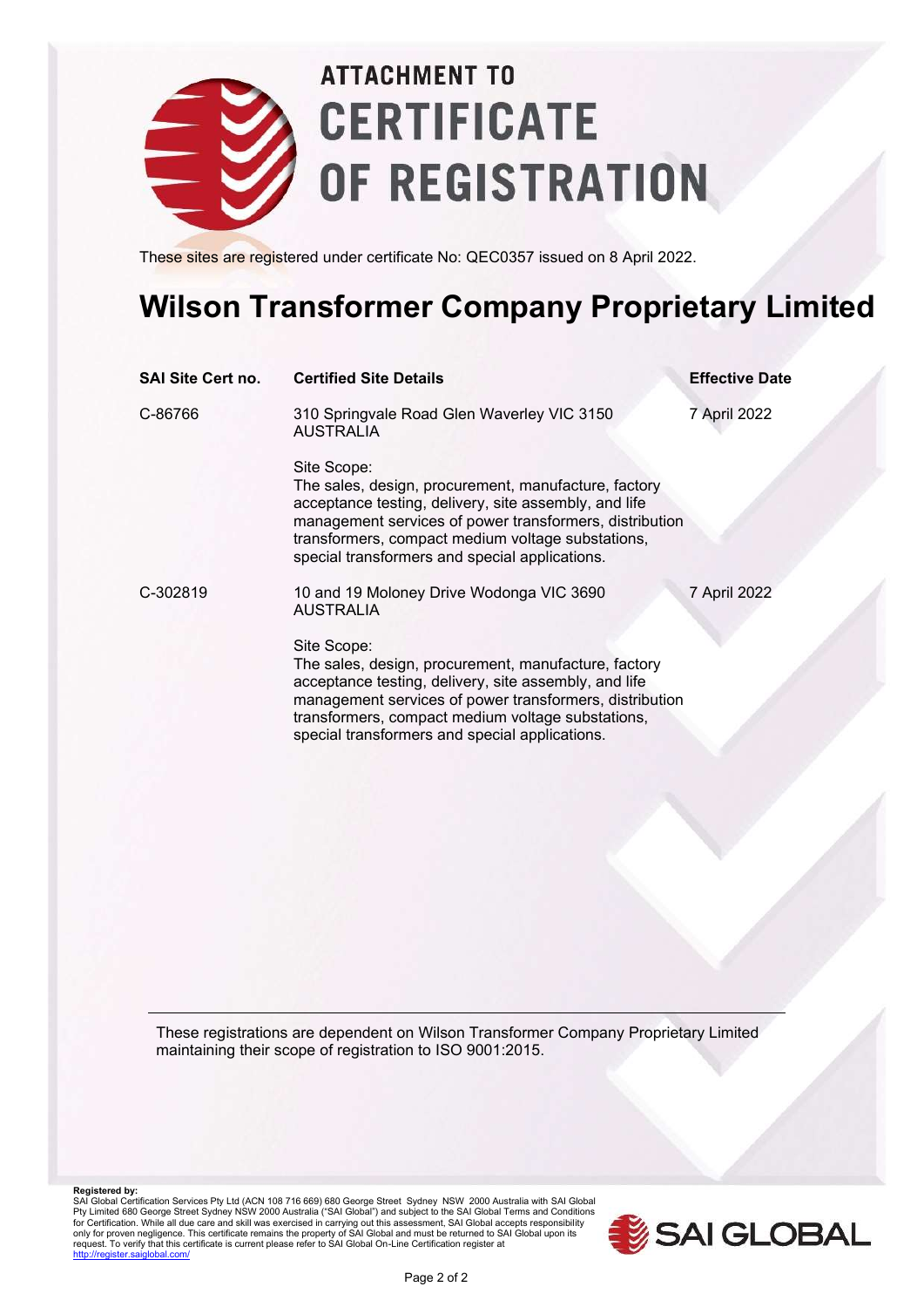# ATTACHMENT TO CERTIFICATE OF REGISTRATION

These sites are registered under certificate No: QEC0357 issued on 8 April 2022.

## Wilson Transformer Company Proprietary Limited

| SAI Site Cert no. | Certified Site Details | Effective Date |
|---|---|---|
| C-86766 | 310 Springvale Road Glen Waverley VIC 3150 AUSTRALIA<br><br>Site Scope:<br>The sales, design, procurement, manufacture, factory acceptance testing, delivery, site assembly, and life management services of power transformers, distribution transformers, compact medium voltage substations, special transformers and special applications. | 7 April 2022 |
| C-302819 | 10 and 19 Moloney Drive Wodonga VIC 3690 AUSTRALIA<br><br>Site Scope:<br>The sales, design, procurement, manufacture, factory acceptance testing, delivery, site assembly, and life management services of power transformers, distribution transformers, compact medium voltage substations, special transformers and special applications. | 7 April 2022 |

These registrations are dependent on Wilson Transformer Company Proprietary Limited maintaining their scope of registration to ISO 9001:2015.

**Registered by:**
SAI Global Certification Services Pty Ltd (ACN 108 716 669) 680 George Street Sydney NSW 2000 Australia with SAI Global Pty Limited 680 George Street Sydney NSW 2000 Australia ("SAI Global") and subject to the SAI Global Terms and Conditions for Certification. While all due care and skill was exercised in carrying out this assessment, SAI Global accepts responsibility only for proven negligence. This certificate remains the property of SAI Global and must be returned to SAI Global upon its request. To verify that this certificate is current please refer to SAI Global On-Line Certification register at http://register.saiglobal.com/

SAI GLOBAL